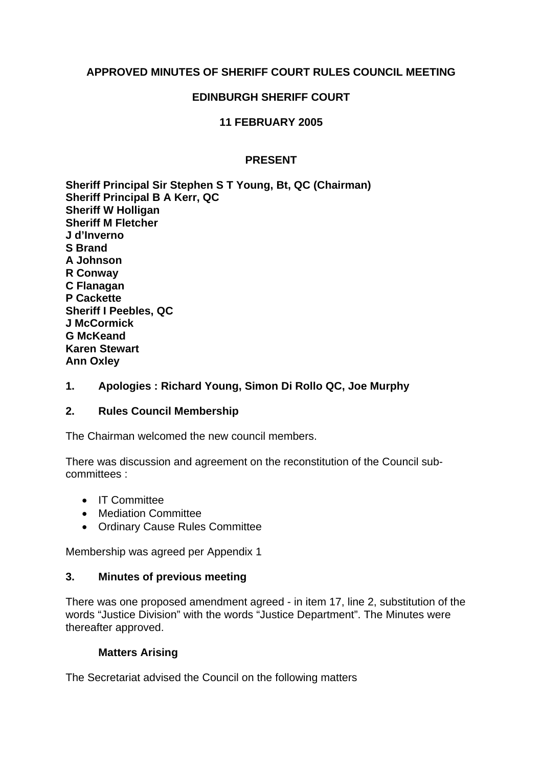**APPROVED MINUTES OF SHERIFF COURT RULES COUNCIL MEETING**

**EDINBURGH SHERIFF COURT**

**11 FEBRUARY 2005**

**PRESENT**

**Sheriff Principal Sir Stephen S T Young, Bt, QC (Chairman)**
**Sheriff Principal B A Kerr, QC**
**Sheriff W Holligan**
**Sheriff M Fletcher**
**J d'Inverno**
**S Brand**
**A Johnson**
**R Conway**
**C Flanagan**
**P Cackette**
**Sheriff I Peebles, QC**
**J McCormick**
**G McKeand**
**Karen Stewart**
**Ann Oxley**

## 1. Apologies : Richard Young, Simon Di Rollo QC, Joe Murphy

## 2. Rules Council Membership

The Chairman welcomed the new council members.

There was discussion and agreement on the reconstitution of the Council sub-committees :

- IT Committee
- Mediation Committee
- Ordinary Cause Rules Committee

Membership was agreed per Appendix 1

## 3. Minutes of previous meeting

There was one proposed amendment agreed - in item 17, line 2, substitution of the words "Justice Division" with the words "Justice Department". The Minutes were thereafter approved.

### Matters Arising

The Secretariat advised the Council on the following matters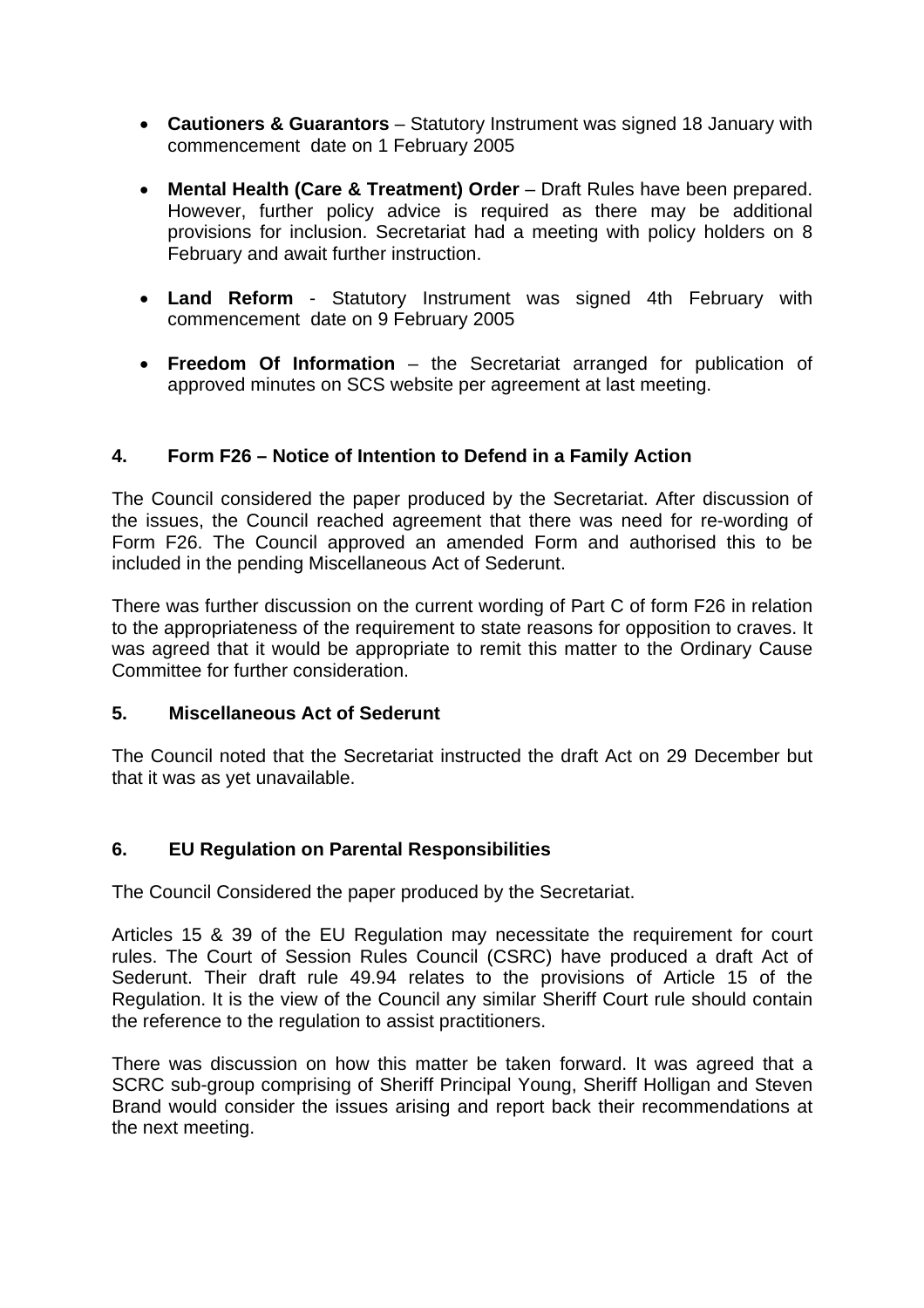- **Cautioners & Guarantors** – Statutory Instrument was signed 18 January with commencement date on 1 February 2005

- **Mental Health (Care & Treatment) Order** – Draft Rules have been prepared. However, further policy advice is required as there may be additional provisions for inclusion. Secretariat had a meeting with policy holders on 8 February and await further instruction.

- **Land Reform** - Statutory Instrument was signed 4th February with commencement date on 9 February 2005

- **Freedom Of Information** – the Secretariat arranged for publication of approved minutes on SCS website per agreement at last meeting.

## 4. Form F26 – Notice of Intention to Defend in a Family Action

The Council considered the paper produced by the Secretariat. After discussion of the issues, the Council reached agreement that there was need for re-wording of Form F26. The Council approved an amended Form and authorised this to be included in the pending Miscellaneous Act of Sederunt.

There was further discussion on the current wording of Part C of form F26 in relation to the appropriateness of the requirement to state reasons for opposition to craves. It was agreed that it would be appropriate to remit this matter to the Ordinary Cause Committee for further consideration.

## 5. Miscellaneous Act of Sederunt

The Council noted that the Secretariat instructed the draft Act on 29 December but that it was as yet unavailable.

## 6. EU Regulation on Parental Responsibilities

The Council Considered the paper produced by the Secretariat.

Articles 15 & 39 of the EU Regulation may necessitate the requirement for court rules. The Court of Session Rules Council (CSRC) have produced a draft Act of Sederunt. Their draft rule 49.94 relates to the provisions of Article 15 of the Regulation. It is the view of the Council any similar Sheriff Court rule should contain the reference to the regulation to assist practitioners.

There was discussion on how this matter be taken forward. It was agreed that a SCRC sub-group comprising of Sheriff Principal Young, Sheriff Holligan and Steven Brand would consider the issues arising and report back their recommendations at the next meeting.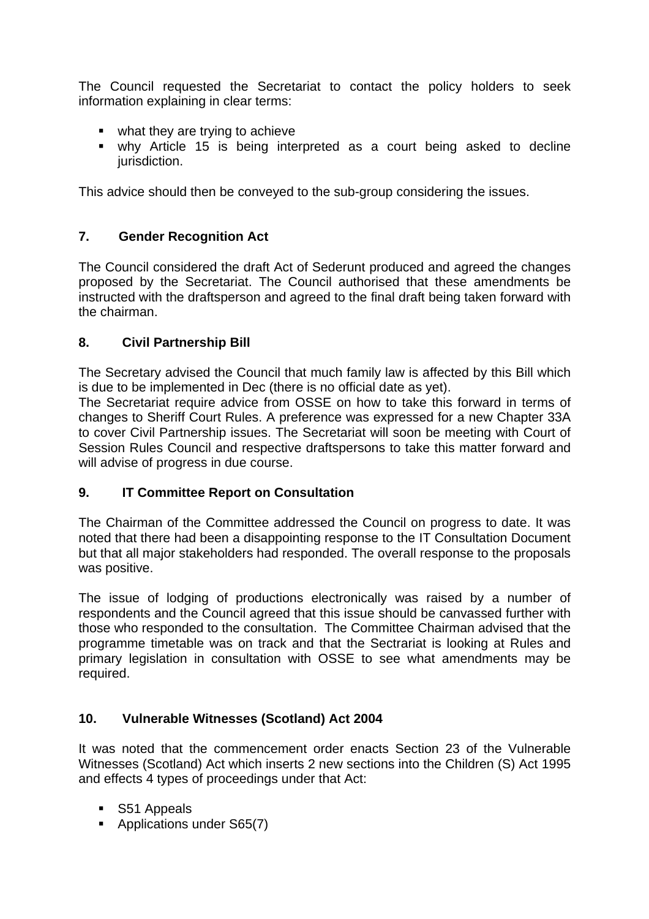The Council requested the Secretariat to contact the policy holders to seek information explaining in clear terms:

- what they are trying to achieve
- why Article 15 is being interpreted as a court being asked to decline jurisdiction.

This advice should then be conveyed to the sub-group considering the issues.

## 7. Gender Recognition Act

The Council considered the draft Act of Sederunt produced and agreed the changes proposed by the Secretariat. The Council authorised that these amendments be instructed with the draftsperson and agreed to the final draft being taken forward with the chairman.

## 8. Civil Partnership Bill

The Secretary advised the Council that much family law is affected by this Bill which is due to be implemented in Dec (there is no official date as yet).
The Secretariat require advice from OSSE on how to take this forward in terms of changes to Sheriff Court Rules. A preference was expressed for a new Chapter 33A to cover Civil Partnership issues. The Secretariat will soon be meeting with Court of Session Rules Council and respective draftspersons to take this matter forward and will advise of progress in due course.

## 9. IT Committee Report on Consultation

The Chairman of the Committee addressed the Council on progress to date. It was noted that there had been a disappointing response to the IT Consultation Document but that all major stakeholders had responded. The overall response to the proposals was positive.

The issue of lodging of productions electronically was raised by a number of respondents and the Council agreed that this issue should be canvassed further with those who responded to the consultation. The Committee Chairman advised that the programme timetable was on track and that the Sectrariat is looking at Rules and primary legislation in consultation with OSSE to see what amendments may be required.

## 10. Vulnerable Witnesses (Scotland) Act 2004

It was noted that the commencement order enacts Section 23 of the Vulnerable Witnesses (Scotland) Act which inserts 2 new sections into the Children (S) Act 1995 and effects 4 types of proceedings under that Act:

- S51 Appeals
- Applications under S65(7)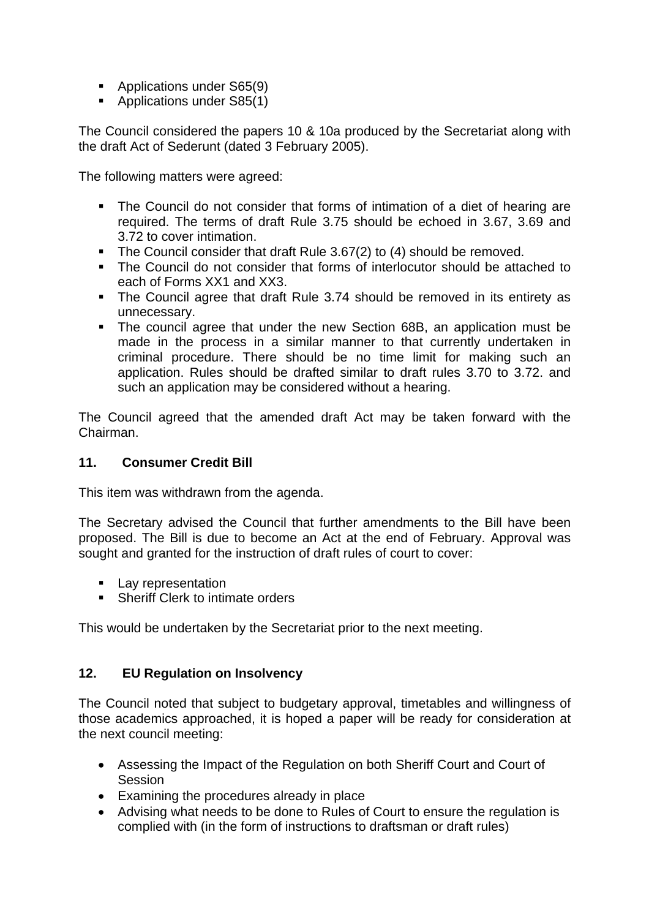- Applications under S65(9)
- Applications under S85(1)

The Council considered the papers 10 & 10a produced by the Secretariat along with the draft Act of Sederunt (dated 3 February 2005).

The following matters were agreed:

- The Council do not consider that forms of intimation of a diet of hearing are required. The terms of draft Rule 3.75 should be echoed in 3.67, 3.69 and 3.72 to cover intimation.
- The Council consider that draft Rule 3.67(2) to (4) should be removed.
- The Council do not consider that forms of interlocutor should be attached to each of Forms XX1 and XX3.
- The Council agree that draft Rule 3.74 should be removed in its entirety as unnecessary.
- The council agree that under the new Section 68B, an application must be made in the process in a similar manner to that currently undertaken in criminal procedure. There should be no time limit for making such an application. Rules should be drafted similar to draft rules 3.70 to 3.72. and such an application may be considered without a hearing.

The Council agreed that the amended draft Act may be taken forward with the Chairman.

**11. Consumer Credit Bill**

This item was withdrawn from the agenda.

The Secretary advised the Council that further amendments to the Bill have been proposed. The Bill is due to become an Act at the end of February. Approval was sought and granted for the instruction of draft rules of court to cover:

- Lay representation
- Sheriff Clerk to intimate orders

This would be undertaken by the Secretariat prior to the next meeting.

**12. EU Regulation on Insolvency**

The Council noted that subject to budgetary approval, timetables and willingness of those academics approached, it is hoped a paper will be ready for consideration at the next council meeting:

- Assessing the Impact of the Regulation on both Sheriff Court and Court of Session
- Examining the procedures already in place
- Advising what needs to be done to Rules of Court to ensure the regulation is complied with (in the form of instructions to draftsman or draft rules)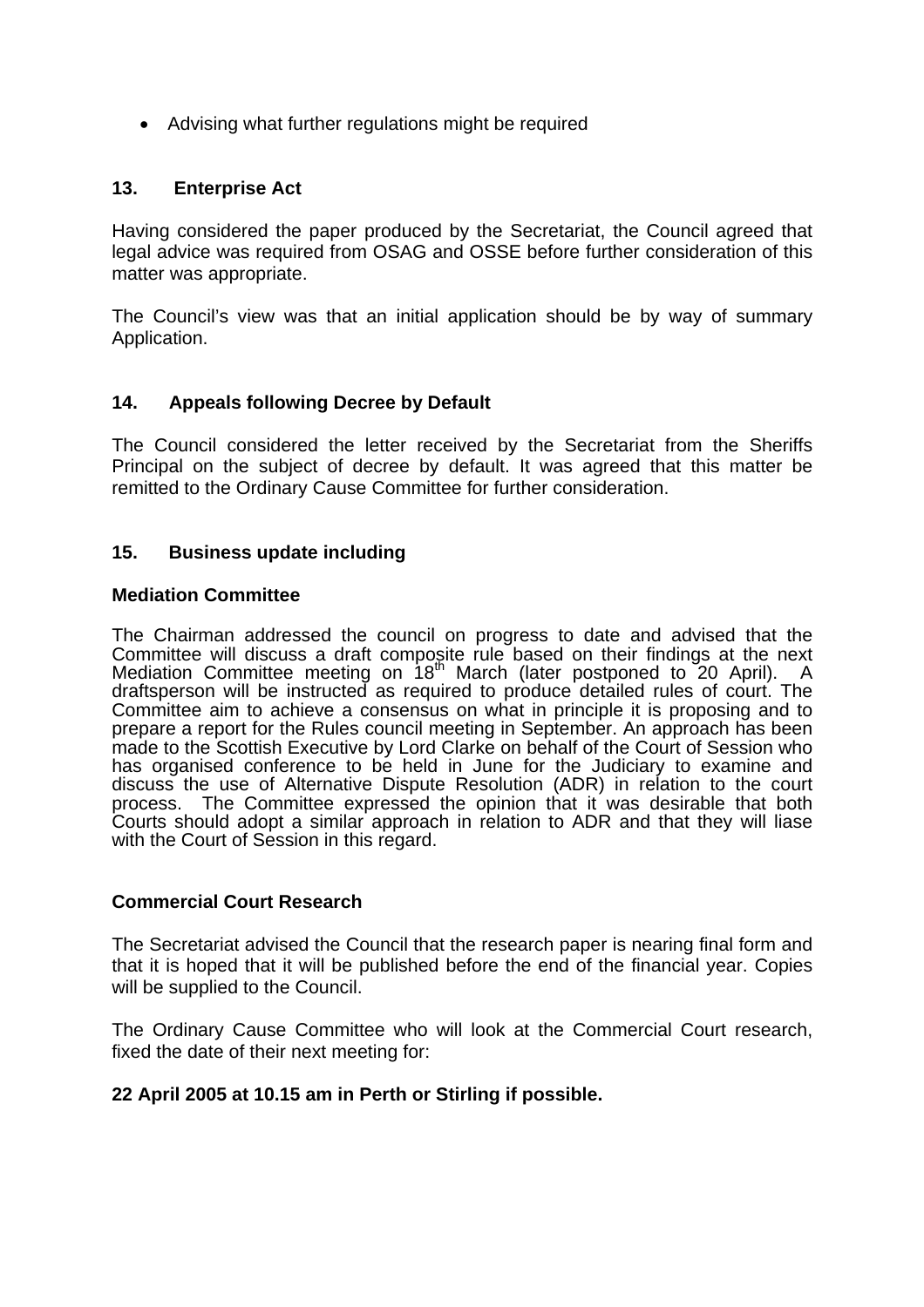- Advising what further regulations might be required

## 13. Enterprise Act

Having considered the paper produced by the Secretariat, the Council agreed that legal advice was required from OSAG and OSSE before further consideration of this matter was appropriate.

The Council's view was that an initial application should be by way of summary Application.

## 14. Appeals following Decree by Default

The Council considered the letter received by the Secretariat from the Sheriffs Principal on the subject of decree by default. It was agreed that this matter be remitted to the Ordinary Cause Committee for further consideration.

## 15. Business update including

### Mediation Committee

The Chairman addressed the council on progress to date and advised that the Committee will discuss a draft composite rule based on their findings at the next Mediation Committee meeting on 18th March (later postponed to 20 April). A draftsperson will be instructed as required to produce detailed rules of court. The Committee aim to achieve a consensus on what in principle it is proposing and to prepare a report for the Rules council meeting in September. An approach has been made to the Scottish Executive by Lord Clarke on behalf of the Court of Session who has organised conference to be held in June for the Judiciary to examine and discuss the use of Alternative Dispute Resolution (ADR) in relation to the court process. The Committee expressed the opinion that it was desirable that both Courts should adopt a similar approach in relation to ADR and that they will liase with the Court of Session in this regard.

### Commercial Court Research

The Secretariat advised the Council that the research paper is nearing final form and that it is hoped that it will be published before the end of the financial year. Copies will be supplied to the Council.

The Ordinary Cause Committee who will look at the Commercial Court research, fixed the date of their next meeting for:

**22 April 2005 at 10.15 am in Perth or Stirling if possible.**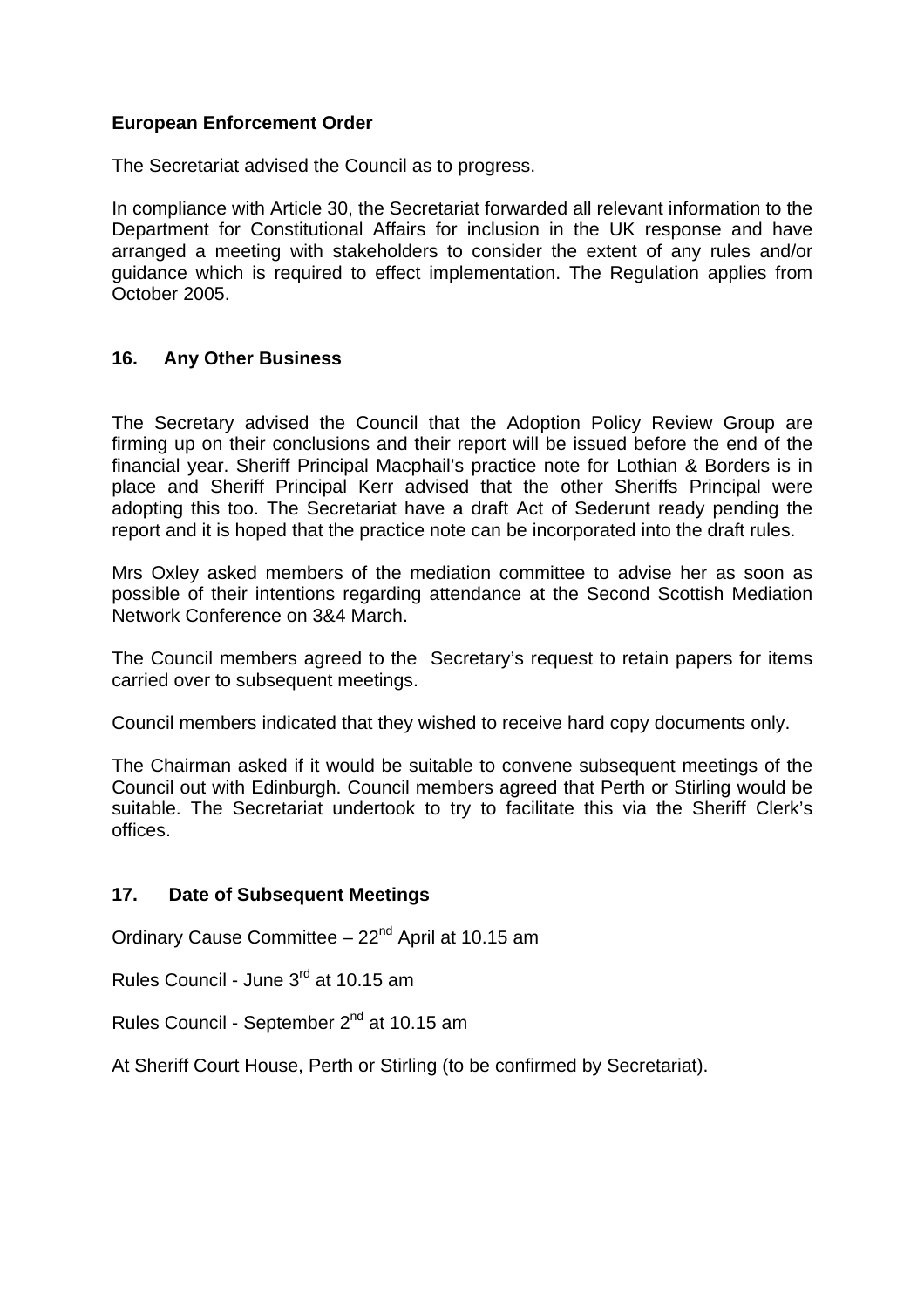**European Enforcement Order**

The Secretariat advised the Council as to progress.

In compliance with Article 30, the Secretariat forwarded all relevant information to the Department for Constitutional Affairs for inclusion in the UK response and have arranged a meeting with stakeholders to consider the extent of any rules and/or guidance which is required to effect implementation. The Regulation applies from October 2005.

## 16. Any Other Business

The Secretary advised the Council that the Adoption Policy Review Group are firming up on their conclusions and their report will be issued before the end of the financial year. Sheriff Principal Macphail's practice note for Lothian & Borders is in place and Sheriff Principal Kerr advised that the other Sheriffs Principal were adopting this too. The Secretariat have a draft Act of Sederunt ready pending the report and it is hoped that the practice note can be incorporated into the draft rules.

Mrs Oxley asked members of the mediation committee to advise her as soon as possible of their intentions regarding attendance at the Second Scottish Mediation Network Conference on 3&4 March.

The Council members agreed to the Secretary's request to retain papers for items carried over to subsequent meetings.

Council members indicated that they wished to receive hard copy documents only.

The Chairman asked if it would be suitable to convene subsequent meetings of the Council out with Edinburgh. Council members agreed that Perth or Stirling would be suitable. The Secretariat undertook to try to facilitate this via the Sheriff Clerk's offices.

## 17. Date of Subsequent Meetings

Ordinary Cause Committee – 22nd April at 10.15 am

Rules Council - June 3rd at 10.15 am

Rules Council - September 2nd at 10.15 am

At Sheriff Court House, Perth or Stirling (to be confirmed by Secretariat).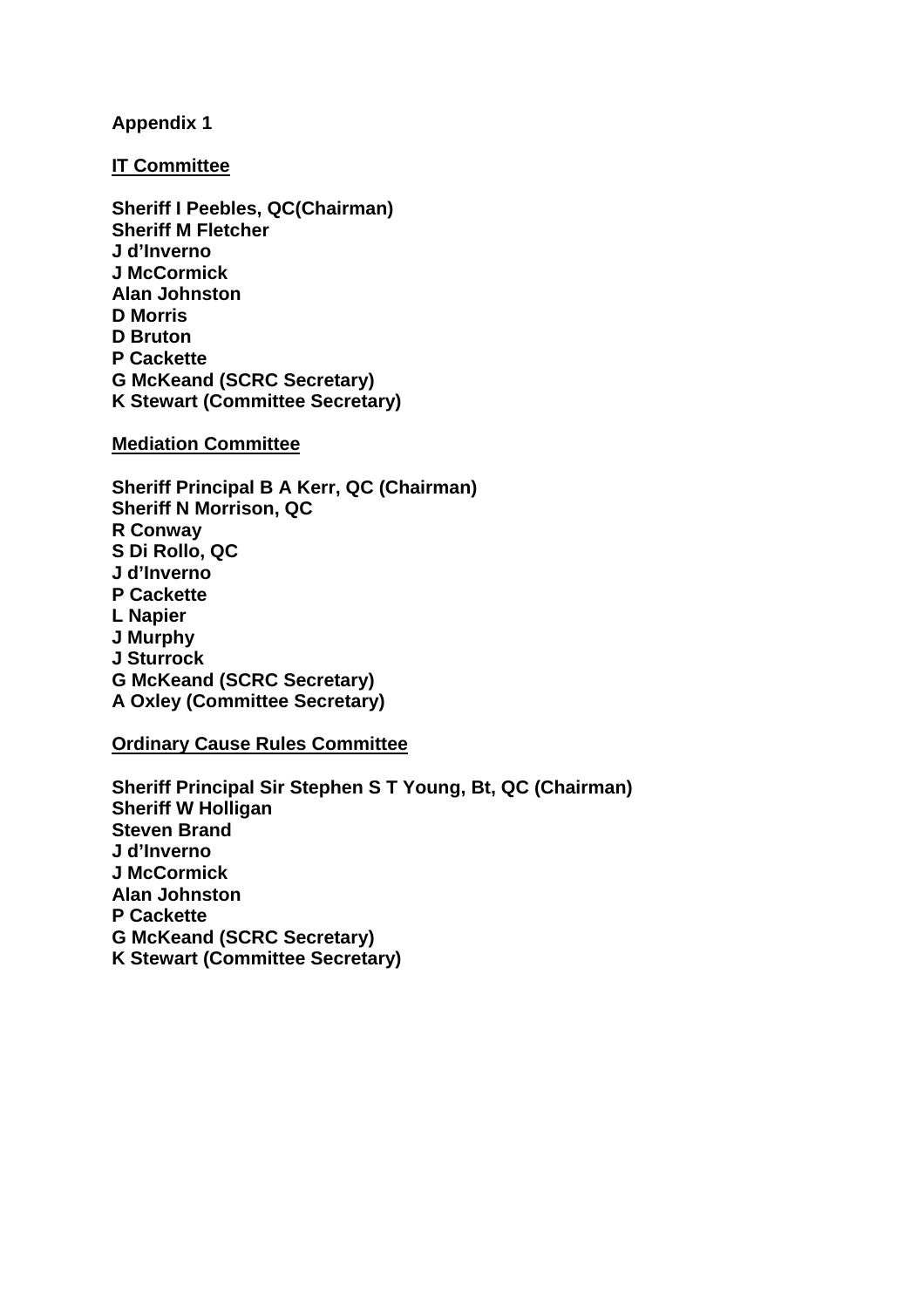**Appendix 1**

**IT Committee**

**Sheriff I Peebles, QC(Chairman)**
**Sheriff M Fletcher**
**J d'Inverno**
**J McCormick**
**Alan Johnston**
**D Morris**
**D Bruton**
**P Cackette**
**G McKeand (SCRC Secretary)**
**K Stewart (Committee Secretary)**

**Mediation Committee**

**Sheriff Principal B A Kerr, QC (Chairman)**
**Sheriff N Morrison, QC**
**R Conway**
**S Di Rollo, QC**
**J d'Inverno**
**P Cackette**
**L Napier**
**J Murphy**
**J Sturrock**
**G McKeand (SCRC Secretary)**
**A Oxley (Committee Secretary)**

**Ordinary Cause Rules Committee**

**Sheriff Principal Sir Stephen S T Young, Bt, QC (Chairman)**
**Sheriff W Holligan**
**Steven Brand**
**J d'Inverno**
**J McCormick**
**Alan Johnston**
**P Cackette**
**G McKeand (SCRC Secretary)**
**K Stewart (Committee Secretary)**